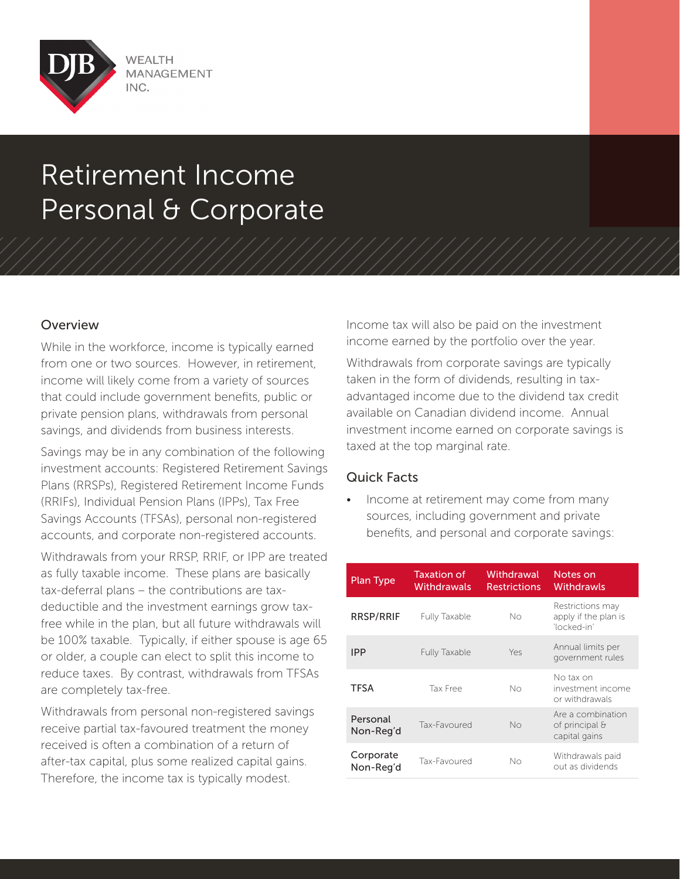DJB WEALTH MANAGEMENT INC.

# Retirement Income Personal & Corporate

## Overview

While in the workforce, income is typically earned from one or two sources. However, in retirement, income will likely come from a variety of sources that could include government benefits, public or private pension plans, withdrawals from personal savings, and dividends from business interests.

Savings may be in any combination of the following investment accounts: Registered Retirement Savings Plans (RRSPs), Registered Retirement Income Funds (RRIFs), Individual Pension Plans (IPPs), Tax Free Savings Accounts (TFSAs), personal non-registered accounts, and corporate non-registered accounts.

Withdrawals from your RRSP, RRIF, or IPP are treated as fully taxable income. These plans are basically tax-deferral plans – the contributions are tax-deductible and the investment earnings grow tax-free while in the plan, but all future withdrawals will be 100% taxable. Typically, if either spouse is age 65 or older, a couple can elect to split this income to reduce taxes. By contrast, withdrawals from TFSAs are completely tax-free.

Withdrawals from personal non-registered savings receive partial tax-favoured treatment the money received is often a combination of a return of after-tax capital, plus some realized capital gains. Therefore, the income tax is typically modest.

Income tax will also be paid on the investment income earned by the portfolio over the year.

Withdrawals from corporate savings are typically taken in the form of dividends, resulting in tax-advantaged income due to the dividend tax credit available on Canadian dividend income. Annual investment income earned on corporate savings is taxed at the top marginal rate.

## Quick Facts

- Income at retirement may come from many sources, including government and private benefits, and personal and corporate savings:

| Plan Type | Taxation of Withdrawals | Withdrawal Restrictions | Notes on Withdrawls |
|---|---|---|---|
| RRSP/RRIF | Fully Taxable | No | Restrictions may apply if the plan is 'locked-in' |
| IPP | Fully Taxable | Yes | Annual limits per government rules |
| TFSA | Tax Free | No | No tax on investment income or withdrawals |
| Personal Non-Reg'd | Tax-Favoured | No | Are a combination of principal & capital gains |
| Corporate Non-Reg'd | Tax-Favoured | No | Withdrawals paid out as dividends |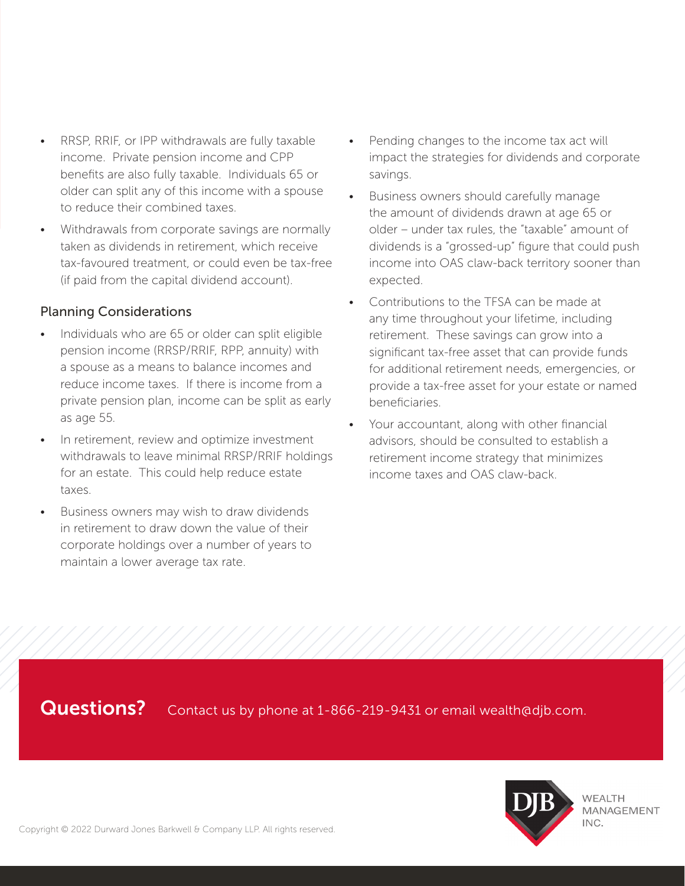- RRSP, RRIF, or IPP withdrawals are fully taxable income. Private pension income and CPP benefits are also fully taxable. Individuals 65 or older can split any of this income with a spouse to reduce their combined taxes.
- Withdrawals from corporate savings are normally taken as dividends in retirement, which receive tax-favoured treatment, or could even be tax-free (if paid from the capital dividend account).

### Planning Considerations

- Individuals who are 65 or older can split eligible pension income (RRSP/RRIF, RPP, annuity) with a spouse as a means to balance incomes and reduce income taxes. If there is income from a private pension plan, income can be split as early as age 55.
- In retirement, review and optimize investment withdrawals to leave minimal RRSP/RRIF holdings for an estate. This could help reduce estate taxes.
- Business owners may wish to draw dividends in retirement to draw down the value of their corporate holdings over a number of years to maintain a lower average tax rate.
- Pending changes to the income tax act will impact the strategies for dividends and corporate savings.
- Business owners should carefully manage the amount of dividends drawn at age 65 or older – under tax rules, the "taxable" amount of dividends is a "grossed-up" figure that could push income into OAS claw-back territory sooner than expected.
- Contributions to the TFSA can be made at any time throughout your lifetime, including retirement. These savings can grow into a significant tax-free asset that can provide funds for additional retirement needs, emergencies, or provide a tax-free asset for your estate or named beneficiaries.
- Your accountant, along with other financial advisors, should be consulted to establish a retirement income strategy that minimizes income taxes and OAS claw-back.

**Questions?** Contact us by phone at 1-866-219-9431 or email wealth@djb.com.

DJB WEALTH MANAGEMENT INC.

Copyright © 2022 Durward Jones Barkwell & Company LLP. All rights reserved.